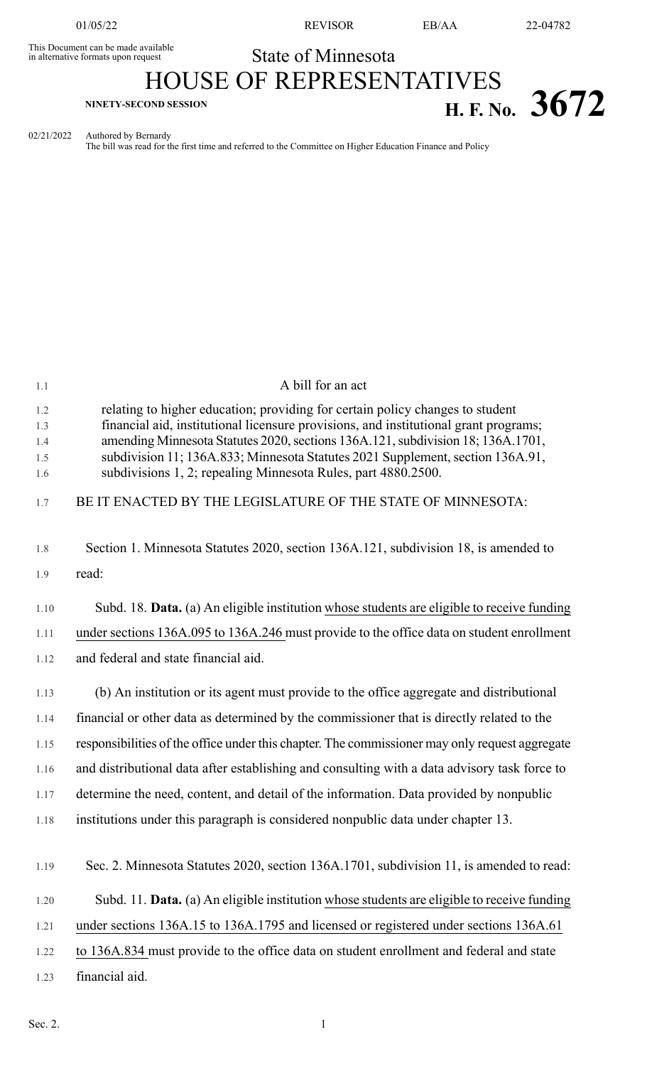This Document can be made available in alternative formats upon request

# State of Minnesota

# HOUSE OF REPRESENTATIVES

**NINETY-SECOND SESSION**

# H. F. No. 3672

02/21/2022 Authored by Bernardy
The bill was read for the first time and referred to the Committee on Higher Education Finance and Policy

A bill for an act

relating to higher education; providing for certain policy changes to student financial aid, institutional licensure provisions, and institutional grant programs; amending Minnesota Statutes 2020, sections 136A.121, subdivision 18; 136A.1701, subdivision 11; 136A.833; Minnesota Statutes 2021 Supplement, section 136A.91, subdivisions 1, 2; repealing Minnesota Rules, part 4880.2500.

BE IT ENACTED BY THE LEGISLATURE OF THE STATE OF MINNESOTA:

Section 1. Minnesota Statutes 2020, section 136A.121, subdivision 18, is amended to read:

Subd. 18. **Data.** (a) An eligible institution whose students are eligible to receive funding under sections 136A.095 to 136A.246 must provide to the office data on student enrollment and federal and state financial aid.

(b) An institution or its agent must provide to the office aggregate and distributional financial or other data as determined by the commissioner that is directly related to the responsibilities of the office under this chapter. The commissioner may only request aggregate and distributional data after establishing and consulting with a data advisory task force to determine the need, content, and detail of the information. Data provided by nonpublic institutions under this paragraph is considered nonpublic data under chapter 13.

Sec. 2. Minnesota Statutes 2020, section 136A.1701, subdivision 11, is amended to read:

Subd. 11. **Data.** (a) An eligible institution whose students are eligible to receive funding under sections 136A.15 to 136A.1795 and licensed or registered under sections 136A.61 to 136A.834 must provide to the office data on student enrollment and federal and state financial aid.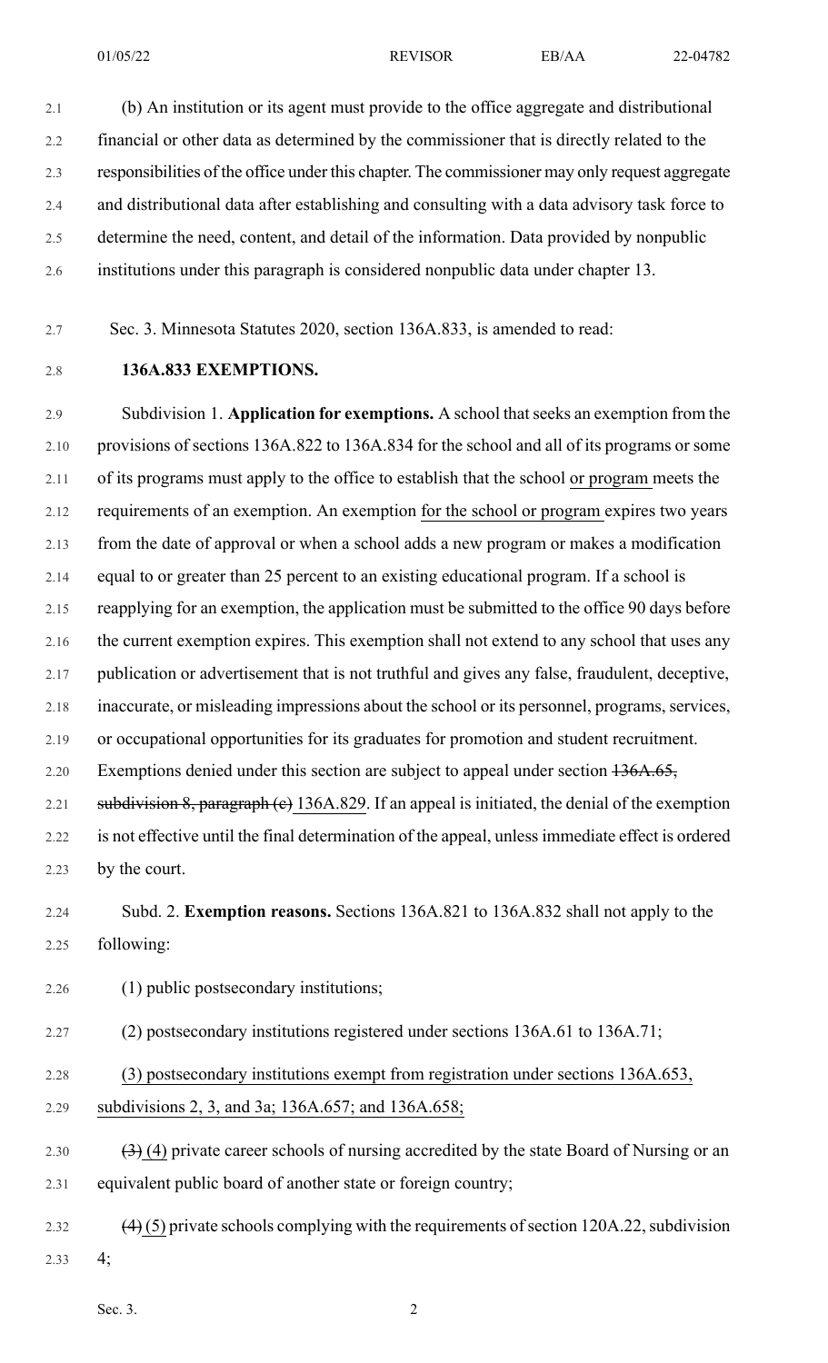(b) An institution or its agent must provide to the office aggregate and distributional financial or other data as determined by the commissioner that is directly related to the responsibilities of the office under this chapter. The commissioner may only request aggregate and distributional data after establishing and consulting with a data advisory task force to determine the need, content, and detail of the information. Data provided by nonpublic institutions under this paragraph is considered nonpublic data under chapter 13.

Sec. 3. Minnesota Statutes 2020, section 136A.833, is amended to read:

**136A.833 EXEMPTIONS.**

Subdivision 1. **Application for exemptions.** A school that seeks an exemption from the provisions of sections 136A.822 to 136A.834 for the school and all of its programs or some of its programs must apply to the office to establish that the school or program meets the requirements of an exemption. An exemption for the school or program expires two years from the date of approval or when a school adds a new program or makes a modification equal to or greater than 25 percent to an existing educational program. If a school is reapplying for an exemption, the application must be submitted to the office 90 days before the current exemption expires. This exemption shall not extend to any school that uses any publication or advertisement that is not truthful and gives any false, fraudulent, deceptive, inaccurate, or misleading impressions about the school or its personnel, programs, services, or occupational opportunities for its graduates for promotion and student recruitment. Exemptions denied under this section are subject to appeal under section ~~136A.65, subdivision 8, paragraph (e)~~ 136A.829. If an appeal is initiated, the denial of the exemption is not effective until the final determination of the appeal, unless immediate effect is ordered by the court.

Subd. 2. **Exemption reasons.** Sections 136A.821 to 136A.832 shall not apply to the following:

(1) public postsecondary institutions;

(2) postsecondary institutions registered under sections 136A.61 to 136A.71;

(3) postsecondary institutions exempt from registration under sections 136A.653, subdivisions 2, 3, and 3a; 136A.657; and 136A.658;

~~(3)~~ (4) private career schools of nursing accredited by the state Board of Nursing or an equivalent public board of another state or foreign country;

~~(4)~~ (5) private schools complying with the requirements of section 120A.22, subdivision 4;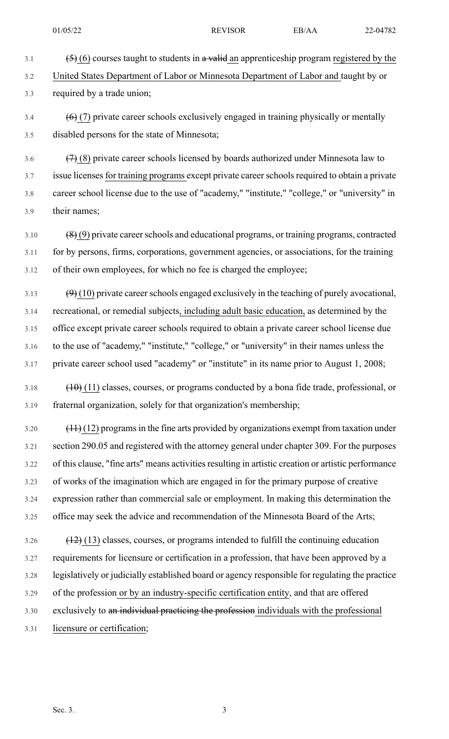~~(5)~~ (6) courses taught to students in ~~a valid~~ an apprenticeship program registered by the United States Department of Labor or Minnesota Department of Labor and taught by or required by a trade union;

~~(6)~~ (7) private career schools exclusively engaged in training physically or mentally disabled persons for the state of Minnesota;

~~(7)~~ (8) private career schools licensed by boards authorized under Minnesota law to issue licenses for training programs except private career schools required to obtain a private career school license due to the use of "academy," "institute," "college," or "university" in their names;

~~(8)~~ (9) private career schools and educational programs, or training programs, contracted for by persons, firms, corporations, government agencies, or associations, for the training of their own employees, for which no fee is charged the employee;

~~(9)~~ (10) private career schools engaged exclusively in the teaching of purely avocational, recreational, or remedial subjects, including adult basic education, as determined by the office except private career schools required to obtain a private career school license due to the use of "academy," "institute," "college," or "university" in their names unless the private career school used "academy" or "institute" in its name prior to August 1, 2008;

~~(10)~~ (11) classes, courses, or programs conducted by a bona fide trade, professional, or fraternal organization, solely for that organization's membership;

~~(11)~~ (12) programs in the fine arts provided by organizations exempt from taxation under section 290.05 and registered with the attorney general under chapter 309. For the purposes of this clause, "fine arts" means activities resulting in artistic creation or artistic performance of works of the imagination which are engaged in for the primary purpose of creative expression rather than commercial sale or employment. In making this determination the office may seek the advice and recommendation of the Minnesota Board of the Arts;

~~(12)~~ (13) classes, courses, or programs intended to fulfill the continuing education requirements for licensure or certification in a profession, that have been approved by a legislatively or judicially established board or agency responsible for regulating the practice of the profession or by an industry-specific certification entity, and that are offered exclusively to ~~an individual practicing the profession~~ individuals with the professional licensure or certification;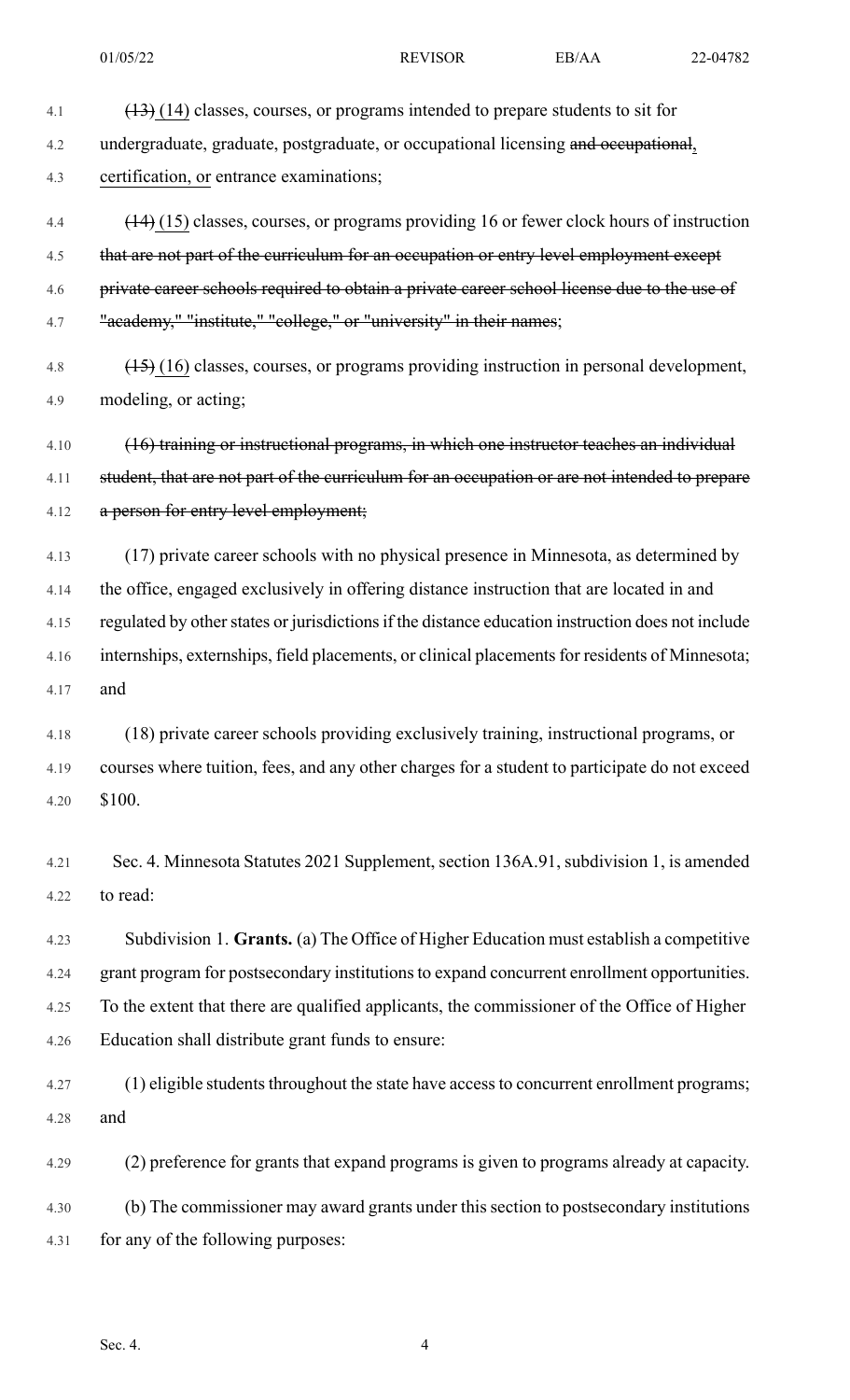~~(13)~~ (14) classes, courses, or programs intended to prepare students to sit for undergraduate, graduate, postgraduate, or occupational licensing ~~and occupational~~, certification, or entrance examinations;

~~(14)~~ (15) classes, courses, or programs providing 16 or fewer clock hours of instruction ~~that are not part of the curriculum for an occupation or entry level employment except private career schools required to obtain a private career school license due to the use of "academy," "institute," "college," or "university" in their names~~;

~~(15)~~ (16) classes, courses, or programs providing instruction in personal development, modeling, or acting;

~~(16) training or instructional programs, in which one instructor teaches an individual student, that are not part of the curriculum for an occupation or are not intended to prepare a person for entry level employment;~~

(17) private career schools with no physical presence in Minnesota, as determined by the office, engaged exclusively in offering distance instruction that are located in and regulated by other states or jurisdictions if the distance education instruction does not include internships, externships, field placements, or clinical placements for residents of Minnesota; and

(18) private career schools providing exclusively training, instructional programs, or courses where tuition, fees, and any other charges for a student to participate do not exceed $100.

Sec. 4. Minnesota Statutes 2021 Supplement, section 136A.91, subdivision 1, is amended to read:

Subdivision 1. **Grants.** (a) The Office of Higher Education must establish a competitive grant program for postsecondary institutions to expand concurrent enrollment opportunities. To the extent that there are qualified applicants, the commissioner of the Office of Higher Education shall distribute grant funds to ensure:

(1) eligible students throughout the state have access to concurrent enrollment programs; and

(2) preference for grants that expand programs is given to programs already at capacity.

(b) The commissioner may award grants under this section to postsecondary institutions for any of the following purposes: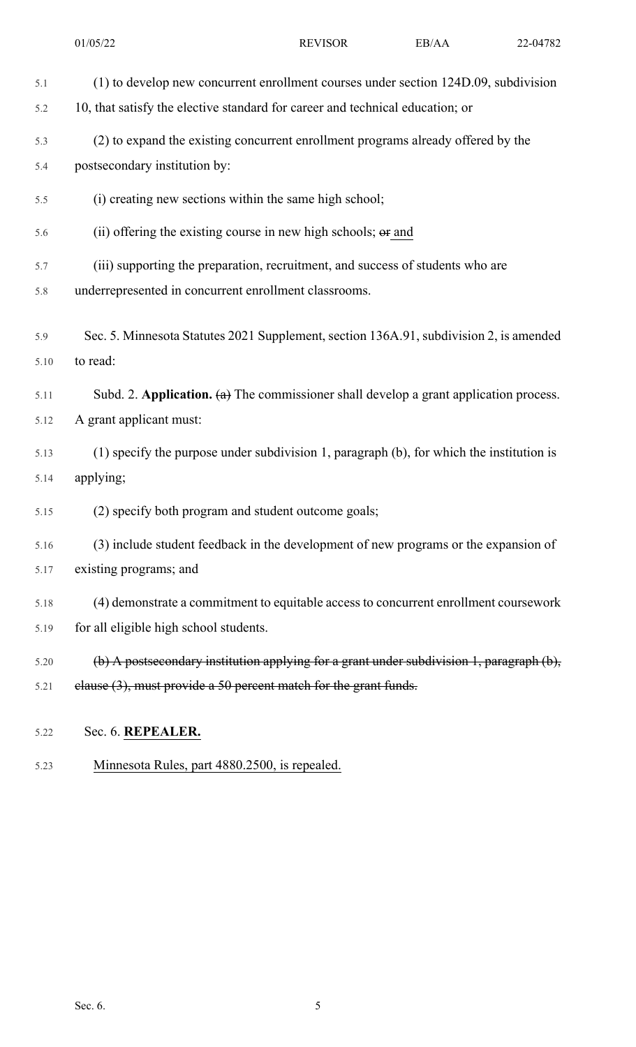(1) to develop new concurrent enrollment courses under section 124D.09, subdivision 10, that satisfy the elective standard for career and technical education; or

(2) to expand the existing concurrent enrollment programs already offered by the postsecondary institution by:

(i) creating new sections within the same high school;

(ii) offering the existing course in new high schools; ~~or~~ <u>and</u>

(iii) supporting the preparation, recruitment, and success of students who are underrepresented in concurrent enrollment classrooms.

Sec. 5. Minnesota Statutes 2021 Supplement, section 136A.91, subdivision 2, is amended to read:

Subd. 2. **Application.** ~~(a)~~ The commissioner shall develop a grant application process. A grant applicant must:

(1) specify the purpose under subdivision 1, paragraph (b), for which the institution is applying;

(2) specify both program and student outcome goals;

(3) include student feedback in the development of new programs or the expansion of existing programs; and

(4) demonstrate a commitment to equitable access to concurrent enrollment coursework for all eligible high school students.

~~(b) A postsecondary institution applying for a grant under subdivision 1, paragraph (b), clause (3), must provide a 50 percent match for the grant funds.~~

Sec. 6. **<u>REPEALER.</u>**

<u>Minnesota Rules, part 4880.2500, is repealed.</u>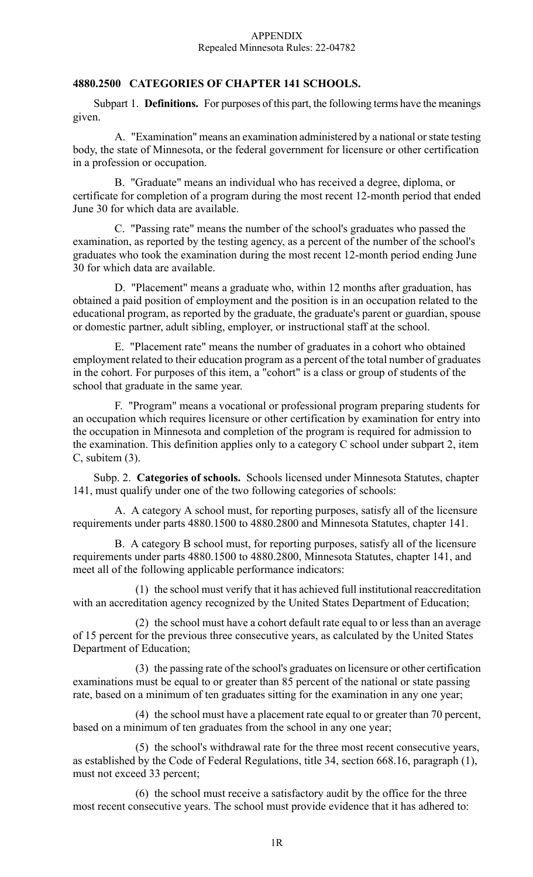APPENDIX
Repealed Minnesota Rules: 22-04782

## 4880.2500 CATEGORIES OF CHAPTER 141 SCHOOLS.

Subpart 1. **Definitions.** For purposes of this part, the following terms have the meanings given.

A. "Examination" means an examination administered by a national or state testing body, the state of Minnesota, or the federal government for licensure or other certification in a profession or occupation.

B. "Graduate" means an individual who has received a degree, diploma, or certificate for completion of a program during the most recent 12-month period that ended June 30 for which data are available.

C. "Passing rate" means the number of the school's graduates who passed the examination, as reported by the testing agency, as a percent of the number of the school's graduates who took the examination during the most recent 12-month period ending June 30 for which data are available.

D. "Placement" means a graduate who, within 12 months after graduation, has obtained a paid position of employment and the position is in an occupation related to the educational program, as reported by the graduate, the graduate's parent or guardian, spouse or domestic partner, adult sibling, employer, or instructional staff at the school.

E. "Placement rate" means the number of graduates in a cohort who obtained employment related to their education program as a percent of the total number of graduates in the cohort. For purposes of this item, a "cohort" is a class or group of students of the school that graduate in the same year.

F. "Program" means a vocational or professional program preparing students for an occupation which requires licensure or other certification by examination for entry into the occupation in Minnesota and completion of the program is required for admission to the examination. This definition applies only to a category C school under subpart 2, item C, subitem (3).

Subp. 2. **Categories of schools.** Schools licensed under Minnesota Statutes, chapter 141, must qualify under one of the two following categories of schools:

A. A category A school must, for reporting purposes, satisfy all of the licensure requirements under parts 4880.1500 to 4880.2800 and Minnesota Statutes, chapter 141.

B. A category B school must, for reporting purposes, satisfy all of the licensure requirements under parts 4880.1500 to 4880.2800, Minnesota Statutes, chapter 141, and meet all of the following applicable performance indicators:

(1) the school must verify that it has achieved full institutional reaccreditation with an accreditation agency recognized by the United States Department of Education;

(2) the school must have a cohort default rate equal to or less than an average of 15 percent for the previous three consecutive years, as calculated by the United States Department of Education;

(3) the passing rate of the school's graduates on licensure or other certification examinations must be equal to or greater than 85 percent of the national or state passing rate, based on a minimum of ten graduates sitting for the examination in any one year;

(4) the school must have a placement rate equal to or greater than 70 percent, based on a minimum of ten graduates from the school in any one year;

(5) the school's withdrawal rate for the three most recent consecutive years, as established by the Code of Federal Regulations, title 34, section 668.16, paragraph (1), must not exceed 33 percent;

(6) the school must receive a satisfactory audit by the office for the three most recent consecutive years. The school must provide evidence that it has adhered to: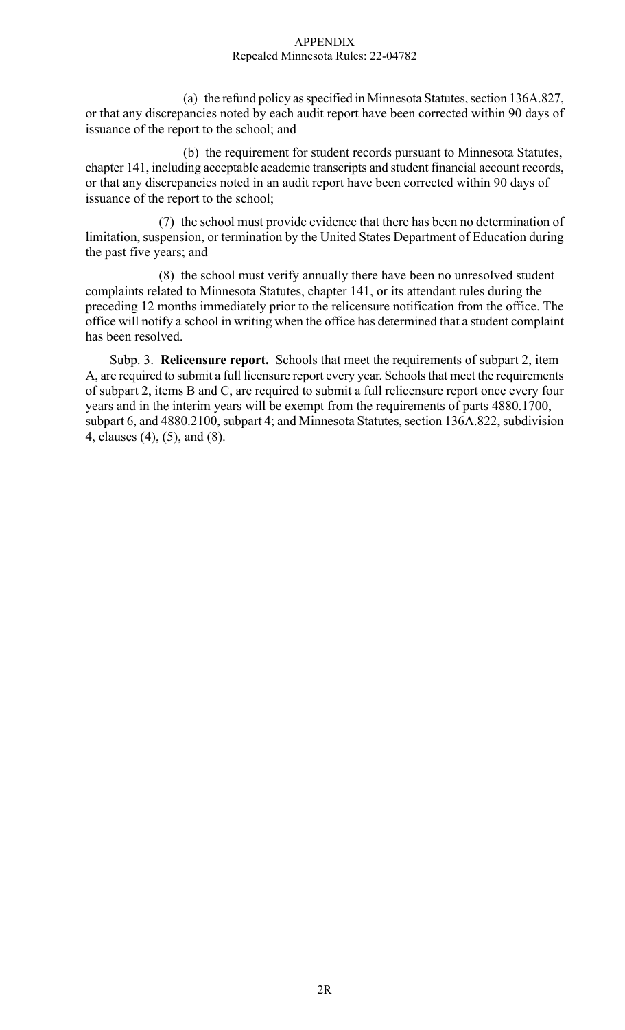(a) the refund policy as specified in Minnesota Statutes, section 136A.827, or that any discrepancies noted by each audit report have been corrected within 90 days of issuance of the report to the school; and

(b) the requirement for student records pursuant to Minnesota Statutes, chapter 141, including acceptable academic transcripts and student financial account records, or that any discrepancies noted in an audit report have been corrected within 90 days of issuance of the report to the school;

(7) the school must provide evidence that there has been no determination of limitation, suspension, or termination by the United States Department of Education during the past five years; and

(8) the school must verify annually there have been no unresolved student complaints related to Minnesota Statutes, chapter 141, or its attendant rules during the preceding 12 months immediately prior to the relicensure notification from the office. The office will notify a school in writing when the office has determined that a student complaint has been resolved.

Subp. 3. **Relicensure report.** Schools that meet the requirements of subpart 2, item A, are required to submit a full licensure report every year. Schools that meet the requirements of subpart 2, items B and C, are required to submit a full relicensure report once every four years and in the interim years will be exempt from the requirements of parts 4880.1700, subpart 6, and 4880.2100, subpart 4; and Minnesota Statutes, section 136A.822, subdivision 4, clauses (4), (5), and (8).